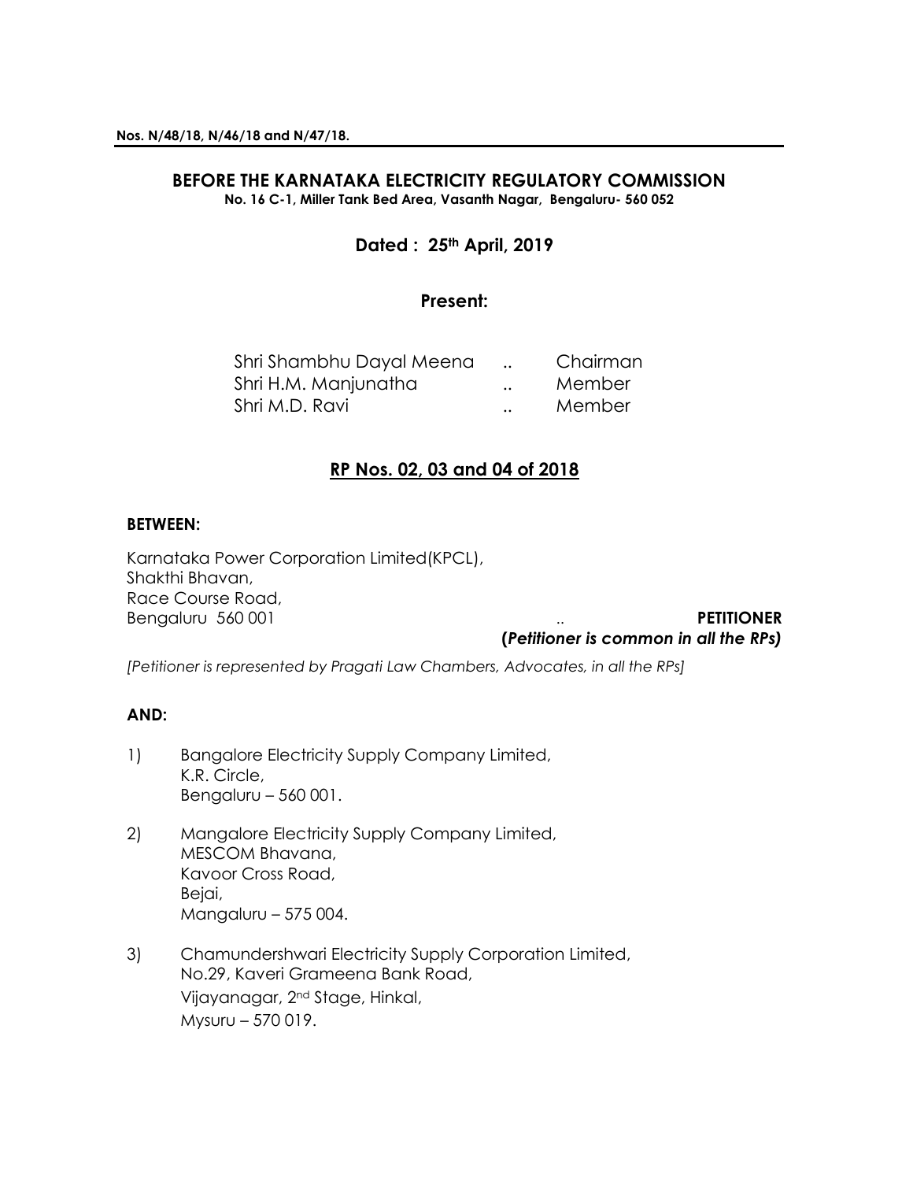**Nos. N/48/18, N/46/18 and N/47/18.**

# BEFORE THE KARNATAKA ELECTRICITY REGULATORY COMMISSION

**No. 16 C-1, Miller Tank Bed Area, Vasanth Nagar, Bengaluru- 560 052**

**Dated : 25th April, 2019**

**Present:**

| | | |
|---|---|---|
| Shri Shambhu Dayal Meena | .. | Chairman |
| Shri H.M. Manjunatha | .. | Member |
| Shri M.D. Ravi | .. | Member |

## RP Nos. 02, 03 and 04 of 2018

**BETWEEN:**

Karnataka Power Corporation Limited(KPCL),
Shakthi Bhavan,
Race Course Road,
Bengaluru 560 001 .. **PETITIONER**

**(*Petitioner is common in all the RPs)***

*[Petitioner is represented by Pragati Law Chambers, Advocates, in all the RPs]*

**AND:**

1) Bangalore Electricity Supply Company Limited,
K.R. Circle,
Bengaluru – 560 001.

2) Mangalore Electricity Supply Company Limited,
MESCOM Bhavana,
Kavoor Cross Road,
Bejai,
Mangaluru – 575 004.

3) Chamundershwari Electricity Supply Corporation Limited,
No.29, Kaveri Grameena Bank Road,
Vijayanagar, 2nd Stage, Hinkal,
Mysuru – 570 019.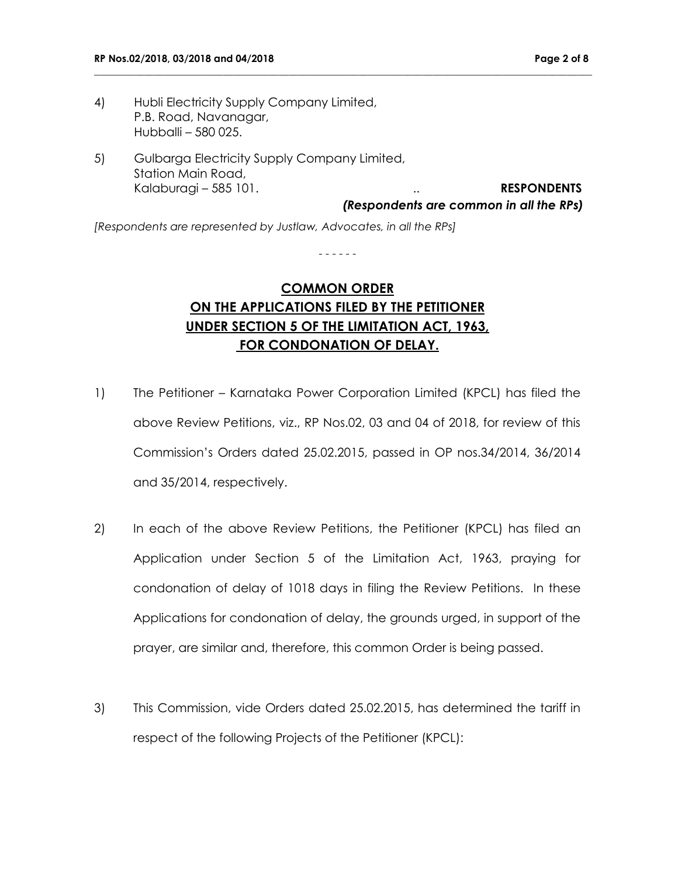4) Hubli Electricity Supply Company Limited,
   P.B. Road, Navanagar,
   Hubballi – 580 025.

5) Gulbarga Electricity Supply Company Limited,
   Station Main Road,
   Kalaburagi – 585 101. .. **RESPONDENTS**

***(Respondents are common in all the RPs)***

*[Respondents are represented by Justlaw, Advocates, in all the RPs]*

- - - - - -

**COMMON ORDER**
**ON THE APPLICATIONS FILED BY THE PETITIONER**
**UNDER SECTION 5 OF THE LIMITATION ACT, 1963,**
**FOR CONDONATION OF DELAY.**

1) The Petitioner – Karnataka Power Corporation Limited (KPCL) has filed the above Review Petitions, viz., RP Nos.02, 03 and 04 of 2018, for review of this Commission's Orders dated 25.02.2015, passed in OP nos.34/2014, 36/2014 and 35/2014, respectively.

2) In each of the above Review Petitions, the Petitioner (KPCL) has filed an Application under Section 5 of the Limitation Act, 1963, praying for condonation of delay of 1018 days in filing the Review Petitions. In these Applications for condonation of delay, the grounds urged, in support of the prayer, are similar and, therefore, this common Order is being passed.

3) This Commission, vide Orders dated 25.02.2015, has determined the tariff in respect of the following Projects of the Petitioner (KPCL):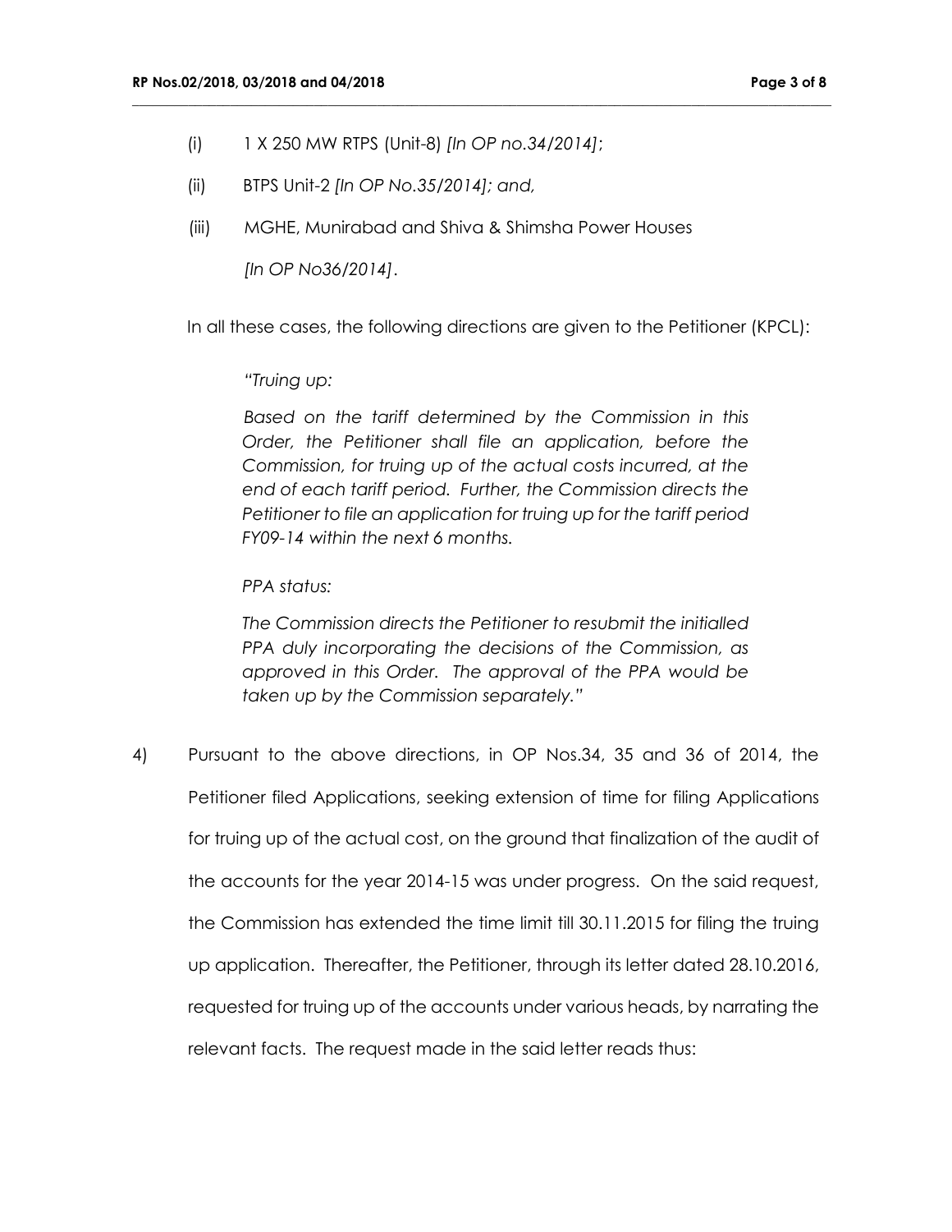(i) 1 X 250 MW RTPS (Unit-8) *[In OP no.34/2014]*;

(ii) BTPS Unit-2 *[In OP No.35/2014]; and,*

(iii) MGHE, Munirabad and Shiva & Shimsha Power Houses *[In OP No36/2014]*.

In all these cases, the following directions are given to the Petitioner (KPCL):

> *"Truing up:*
>
> *Based on the tariff determined by the Commission in this Order, the Petitioner shall file an application, before the Commission, for truing up of the actual costs incurred, at the end of each tariff period. Further, the Commission directs the Petitioner to file an application for truing up for the tariff period FY09-14 within the next 6 months.*
>
> *PPA status:*
>
> *The Commission directs the Petitioner to resubmit the initialled PPA duly incorporating the decisions of the Commission, as approved in this Order. The approval of the PPA would be taken up by the Commission separately."*

4) Pursuant to the above directions, in OP Nos.34, 35 and 36 of 2014, the Petitioner filed Applications, seeking extension of time for filing Applications for truing up of the actual cost, on the ground that finalization of the audit of the accounts for the year 2014-15 was under progress. On the said request, the Commission has extended the time limit till 30.11.2015 for filing the truing up application. Thereafter, the Petitioner, through its letter dated 28.10.2016, requested for truing up of the accounts under various heads, by narrating the relevant facts. The request made in the said letter reads thus: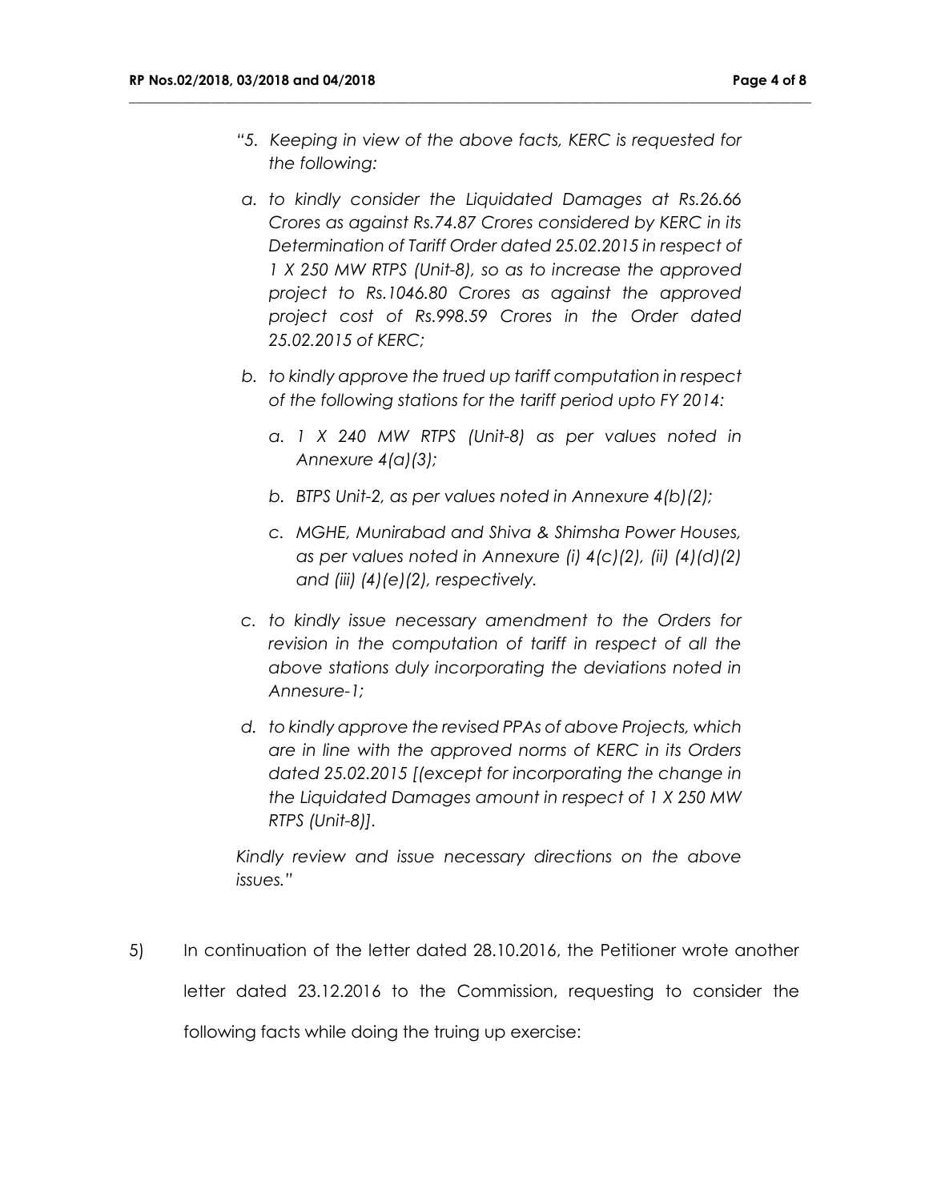*"5. Keeping in view of the above facts, KERC is requested for the following:*

*a. to kindly consider the Liquidated Damages at Rs.26.66 Crores as against Rs.74.87 Crores considered by KERC in its Determination of Tariff Order dated 25.02.2015 in respect of 1 X 250 MW RTPS (Unit-8), so as to increase the approved project to Rs.1046.80 Crores as against the approved project cost of Rs.998.59 Crores in the Order dated 25.02.2015 of KERC;*

*b. to kindly approve the trued up tariff computation in respect of the following stations for the tariff period upto FY 2014:*

   *a. 1 X 240 MW RTPS (Unit-8) as per values noted in Annexure 4(a)(3);*

   *b. BTPS Unit-2, as per values noted in Annexure 4(b)(2);*

   *c. MGHE, Munirabad and Shiva & Shimsha Power Houses, as per values noted in Annexure (i) 4(c)(2), (ii) (4)(d)(2) and (iii) (4)(e)(2), respectively.*

*c. to kindly issue necessary amendment to the Orders for revision in the computation of tariff in respect of all the above stations duly incorporating the deviations noted in Annesure-1;*

*d. to kindly approve the revised PPAs of above Projects, which are in line with the approved norms of KERC in its Orders dated 25.02.2015 [(except for incorporating the change in the Liquidated Damages amount in respect of 1 X 250 MW RTPS (Unit-8)].*

*Kindly review and issue necessary directions on the above issues."*

5) In continuation of the letter dated 28.10.2016, the Petitioner wrote another letter dated 23.12.2016 to the Commission, requesting to consider the following facts while doing the truing up exercise: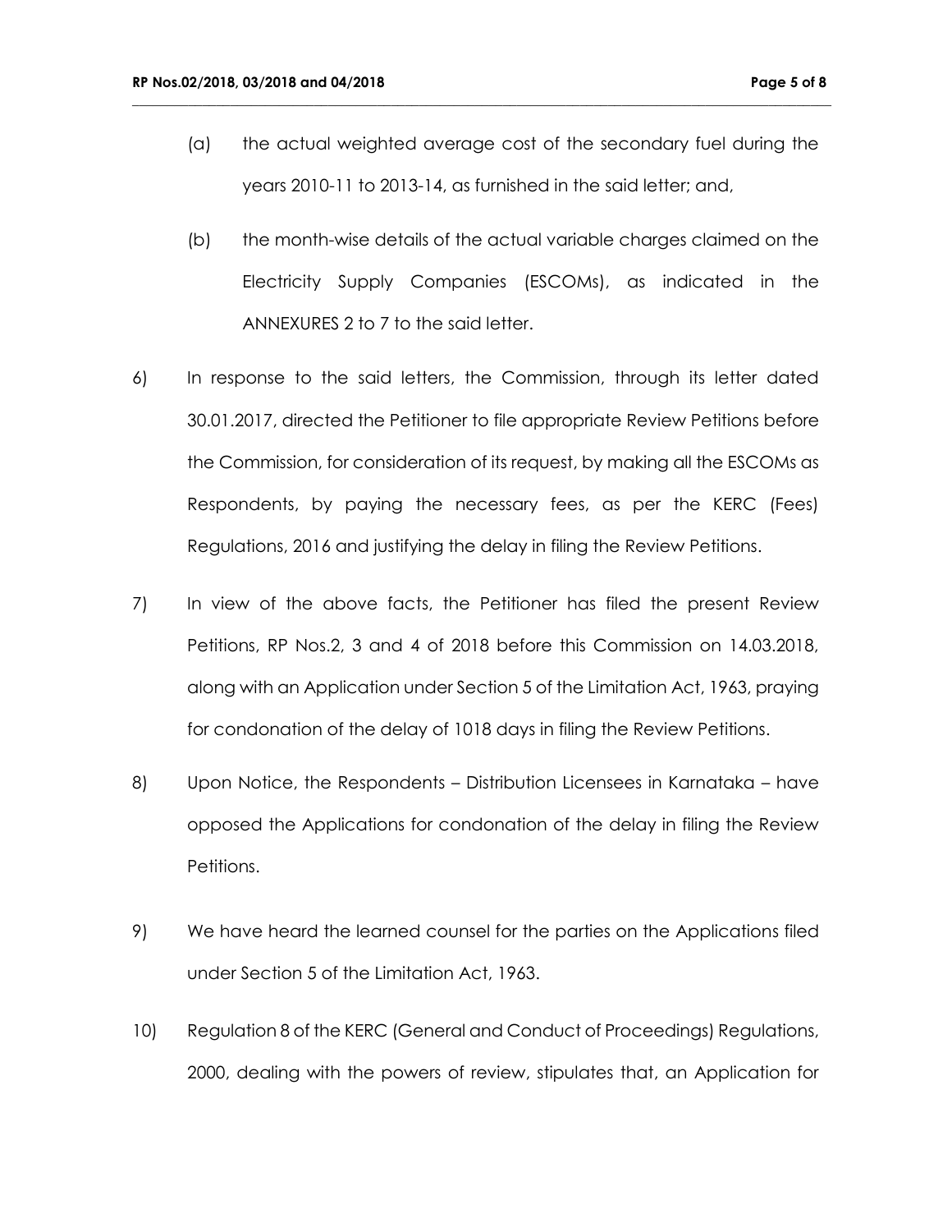(a) the actual weighted average cost of the secondary fuel during the years 2010-11 to 2013-14, as furnished in the said letter; and,

(b) the month-wise details of the actual variable charges claimed on the Electricity Supply Companies (ESCOMs), as indicated in the ANNEXURES 2 to 7 to the said letter.

6) In response to the said letters, the Commission, through its letter dated 30.01.2017, directed the Petitioner to file appropriate Review Petitions before the Commission, for consideration of its request, by making all the ESCOMs as Respondents, by paying the necessary fees, as per the KERC (Fees) Regulations, 2016 and justifying the delay in filing the Review Petitions.

7) In view of the above facts, the Petitioner has filed the present Review Petitions, RP Nos.2, 3 and 4 of 2018 before this Commission on 14.03.2018, along with an Application under Section 5 of the Limitation Act, 1963, praying for condonation of the delay of 1018 days in filing the Review Petitions.

8) Upon Notice, the Respondents – Distribution Licensees in Karnataka – have opposed the Applications for condonation of the delay in filing the Review Petitions.

9) We have heard the learned counsel for the parties on the Applications filed under Section 5 of the Limitation Act, 1963.

10) Regulation 8 of the KERC (General and Conduct of Proceedings) Regulations, 2000, dealing with the powers of review, stipulates that, an Application for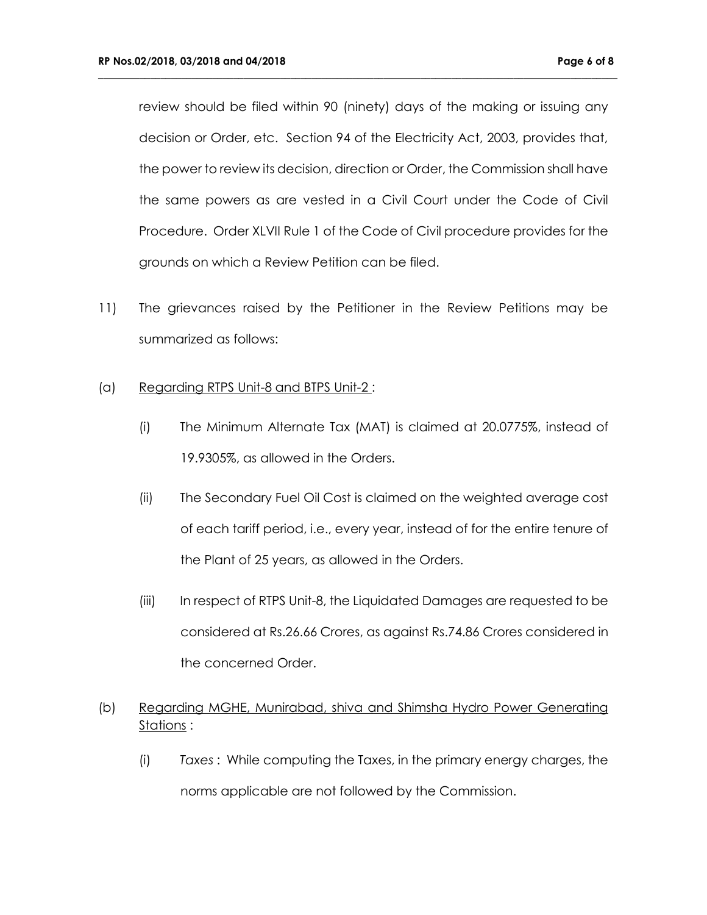review should be filed within 90 (ninety) days of the making or issuing any decision or Order, etc. Section 94 of the Electricity Act, 2003, provides that, the power to review its decision, direction or Order, the Commission shall have the same powers as are vested in a Civil Court under the Code of Civil Procedure. Order XLVII Rule 1 of the Code of Civil procedure provides for the grounds on which a Review Petition can be filed.

11) The grievances raised by the Petitioner in the Review Petitions may be summarized as follows:

(a) Regarding RTPS Unit-8 and BTPS Unit-2 :

(i) The Minimum Alternate Tax (MAT) is claimed at 20.0775%, instead of 19.9305%, as allowed in the Orders.

(ii) The Secondary Fuel Oil Cost is claimed on the weighted average cost of each tariff period, i.e., every year, instead of for the entire tenure of the Plant of 25 years, as allowed in the Orders.

(iii) In respect of RTPS Unit-8, the Liquidated Damages are requested to be considered at Rs.26.66 Crores, as against Rs.74.86 Crores considered in the concerned Order.

(b) Regarding MGHE, Munirabad, shiva and Shimsha Hydro Power Generating Stations :

(i) *Taxes* : While computing the Taxes, in the primary energy charges, the norms applicable are not followed by the Commission.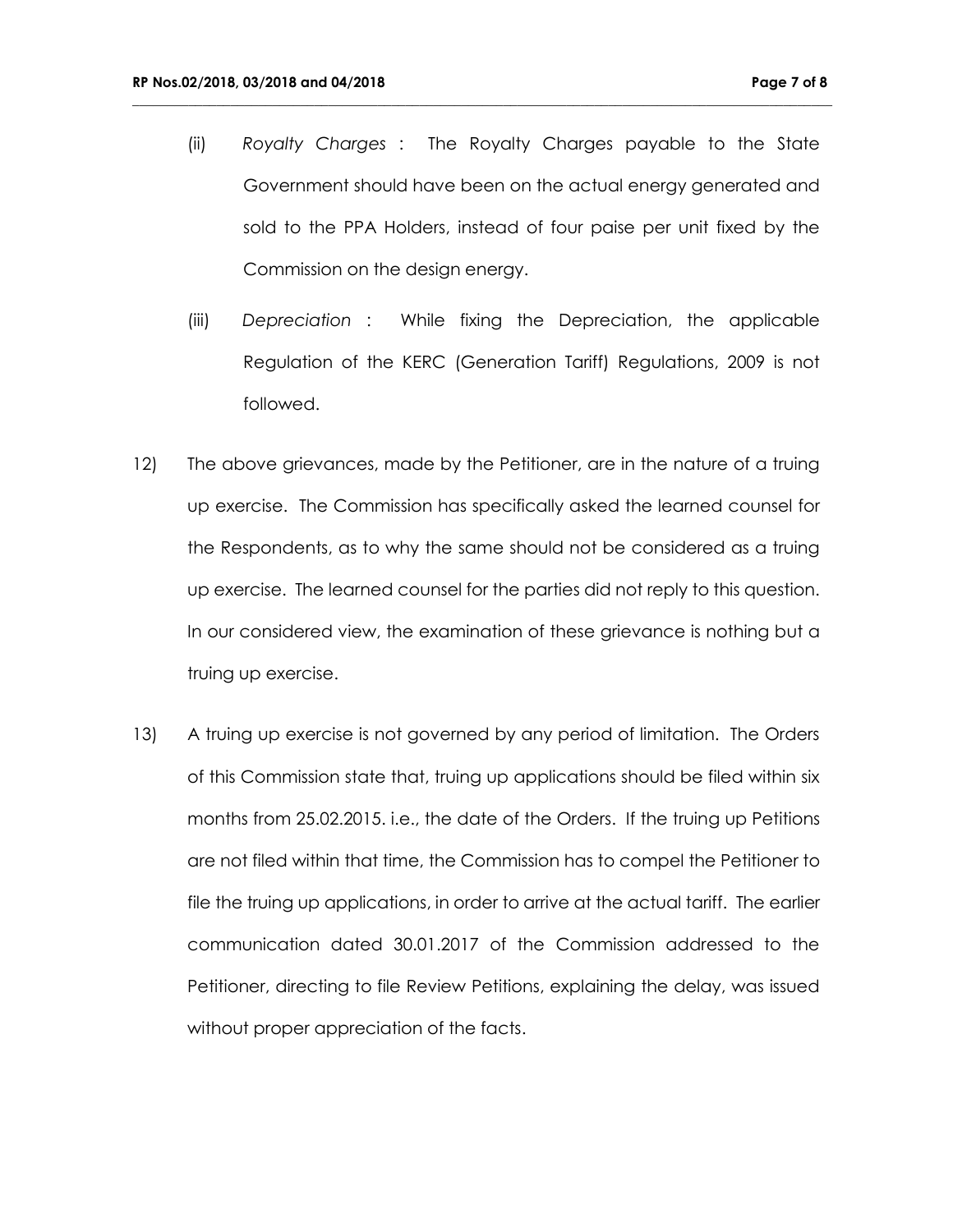(ii) *Royalty Charges* : The Royalty Charges payable to the State Government should have been on the actual energy generated and sold to the PPA Holders, instead of four paise per unit fixed by the Commission on the design energy.

(iii) *Depreciation* : While fixing the Depreciation, the applicable Regulation of the KERC (Generation Tariff) Regulations, 2009 is not followed.

12) The above grievances, made by the Petitioner, are in the nature of a truing up exercise. The Commission has specifically asked the learned counsel for the Respondents, as to why the same should not be considered as a truing up exercise. The learned counsel for the parties did not reply to this question. In our considered view, the examination of these grievance is nothing but a truing up exercise.

13) A truing up exercise is not governed by any period of limitation. The Orders of this Commission state that, truing up applications should be filed within six months from 25.02.2015. i.e., the date of the Orders. If the truing up Petitions are not filed within that time, the Commission has to compel the Petitioner to file the truing up applications, in order to arrive at the actual tariff. The earlier communication dated 30.01.2017 of the Commission addressed to the Petitioner, directing to file Review Petitions, explaining the delay, was issued without proper appreciation of the facts.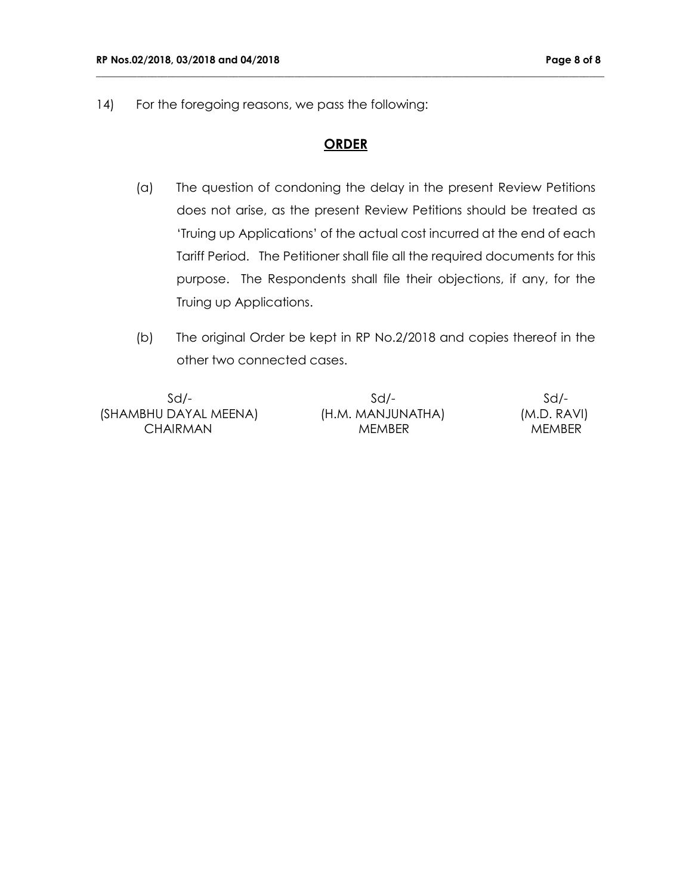14) For the foregoing reasons, we pass the following:

## ORDER

(a) The question of condoning the delay in the present Review Petitions does not arise, as the present Review Petitions should be treated as 'Truing up Applications' of the actual cost incurred at the end of each Tariff Period. The Petitioner shall file all the required documents for this purpose. The Respondents shall file their objections, if any, for the Truing up Applications.

(b) The original Order be kept in RP No.2/2018 and copies thereof in the other two connected cases.

| | | |
|---|---|---|
| Sd/- | Sd/- | Sd/- |
| (SHAMBHU DAYAL MEENA) | (H.M. MANJUNATHA) | (M.D. RAVI) |
| CHAIRMAN | MEMBER | MEMBER |